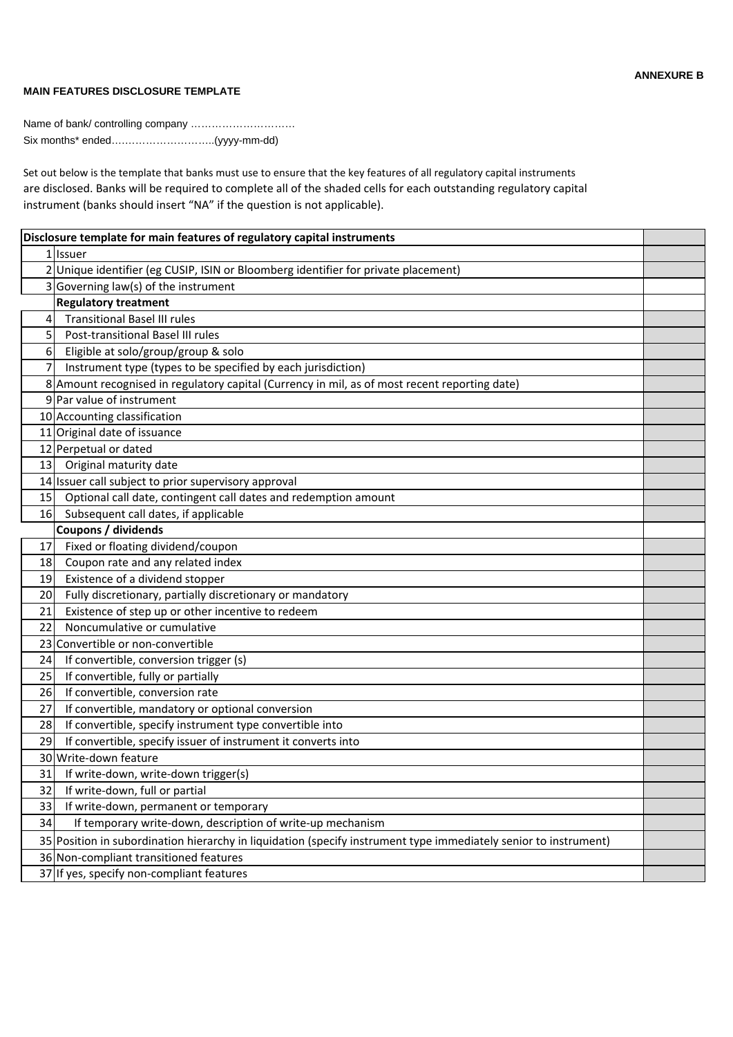**ANNEXURE B**

**MAIN FEATURES DISCLOSURE TEMPLATE**

Name of bank/ controlling company …………………………

Six months* ended………………………..(yyyy-mm-dd)

Set out below is the template that banks must use to ensure that the key features of all regulatory capital instruments are disclosed. Banks will be required to complete all of the shaded cells for each outstanding regulatory capital instrument (banks should insert "NA" if the question is not applicable).

| | **Disclosure template for main features of regulatory capital instruments** | |
|---|---|---|
| 1 | Issuer | |
| 2 | Unique identifier (eg CUSIP, ISIN or Bloomberg identifier for private placement) | |
| 3 | Governing law(s) of the instrument | |
| | **Regulatory treatment** | |
| 4 | Transitional Basel III rules | |
| 5 | Post-transitional Basel III rules | |
| 6 | Eligible at solo/group/group & solo | |
| 7 | Instrument type (types to be specified by each jurisdiction) | |
| 8 | Amount recognised in regulatory capital (Currency in mil, as of most recent reporting date) | |
| 9 | Par value of instrument | |
| 10 | Accounting classification | |
| 11 | Original date of issuance | |
| 12 | Perpetual or dated | |
| 13 | Original maturity date | |
| 14 | Issuer call subject to prior supervisory approval | |
| 15 | Optional call date, contingent call dates and redemption amount | |
| 16 | Subsequent call dates, if applicable | |
| | **Coupons / dividends** | |
| 17 | Fixed or floating dividend/coupon | |
| 18 | Coupon rate and any related index | |
| 19 | Existence of a dividend stopper | |
| 20 | Fully discretionary, partially discretionary or mandatory | |
| 21 | Existence of step up or other incentive to redeem | |
| 22 | Noncumulative or cumulative | |
| 23 | Convertible or non-convertible | |
| 24 | If convertible, conversion trigger (s) | |
| 25 | If convertible, fully or partially | |
| 26 | If convertible, conversion rate | |
| 27 | If convertible, mandatory or optional conversion | |
| 28 | If convertible, specify instrument type convertible into | |
| 29 | If convertible, specify issuer of instrument it converts into | |
| 30 | Write-down feature | |
| 31 | If write-down, write-down trigger(s) | |
| 32 | If write-down, full or partial | |
| 33 | If write-down, permanent or temporary | |
| 34 | If temporary write-down, description of write-up mechanism | |
| 35 | Position in subordination hierarchy in liquidation (specify instrument type immediately senior to instrument) | |
| 36 | Non-compliant transitioned features | |
| 37 | If yes, specify non-compliant features | |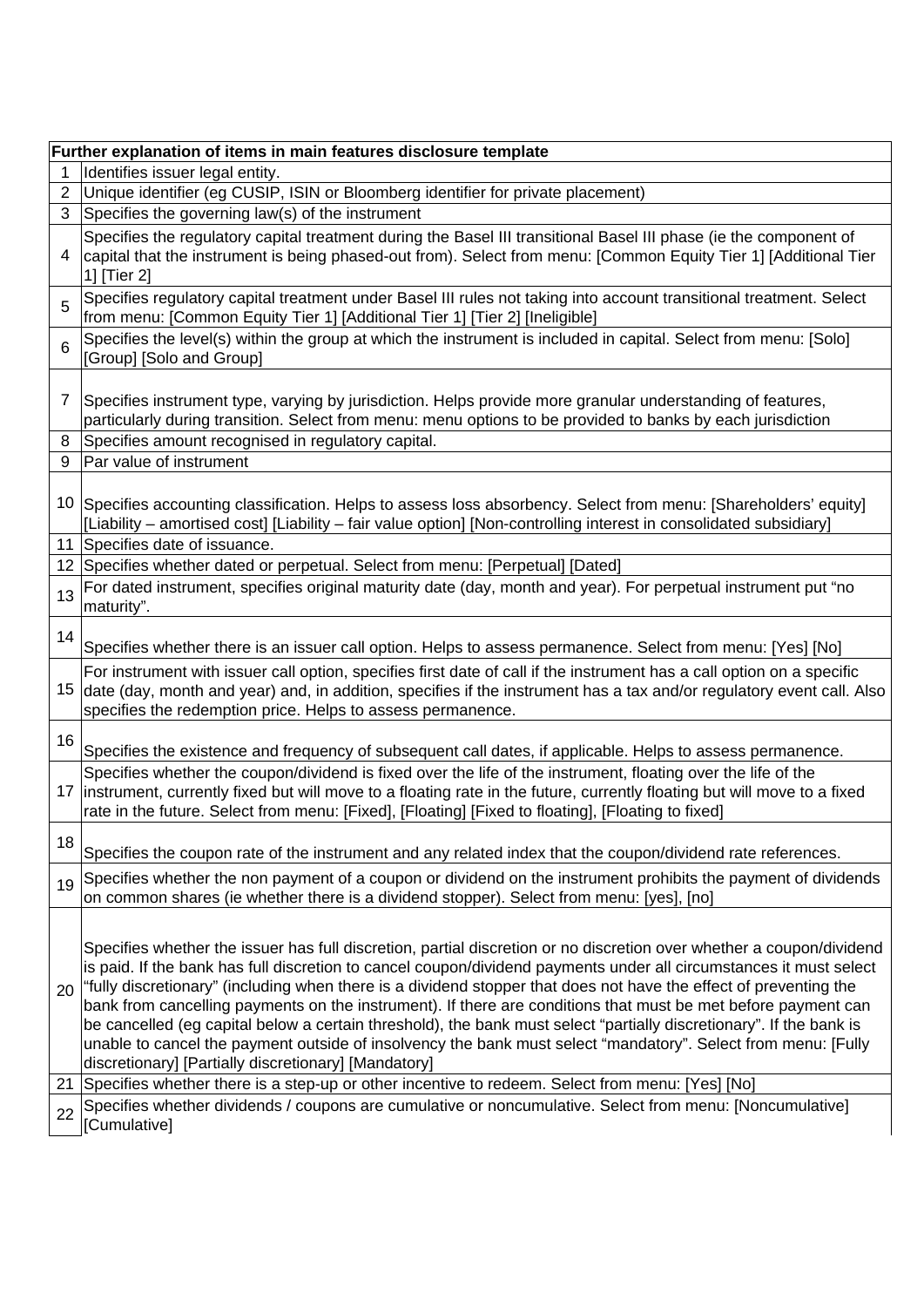| Further explanation of items in main features disclosure template | |
|---|---|
| 1 | Identifies issuer legal entity. |
| 2 | Unique identifier (eg CUSIP, ISIN or Bloomberg identifier for private placement) |
| 3 | Specifies the governing law(s) of the instrument |
| 4 | Specifies the regulatory capital treatment during the Basel III transitional Basel III phase (ie the component of capital that the instrument is being phased-out from). Select from menu: [Common Equity Tier 1] [Additional Tier 1] [Tier 2] |
| 5 | Specifies regulatory capital treatment under Basel III rules not taking into account transitional treatment. Select from menu: [Common Equity Tier 1] [Additional Tier 1] [Tier 2] [Ineligible] |
| 6 | Specifies the level(s) within the group at which the instrument is included in capital. Select from menu: [Solo] [Group] [Solo and Group] |
| 7 | Specifies instrument type, varying by jurisdiction. Helps provide more granular understanding of features, particularly during transition. Select from menu: menu options to be provided to banks by each jurisdiction |
| 8 | Specifies amount recognised in regulatory capital. |
| 9 | Par value of instrument |
| 10 | Specifies accounting classification. Helps to assess loss absorbency. Select from menu: [Shareholders' equity] [Liability – amortised cost] [Liability – fair value option] [Non-controlling interest in consolidated subsidiary] |
| 11 | Specifies date of issuance. |
| 12 | Specifies whether dated or perpetual. Select from menu: [Perpetual] [Dated] |
| 13 | For dated instrument, specifies original maturity date (day, month and year). For perpetual instrument put "no maturity". |
| 14 | Specifies whether there is an issuer call option. Helps to assess permanence. Select from menu: [Yes] [No] |
| 15 | For instrument with issuer call option, specifies first date of call if the instrument has a call option on a specific date (day, month and year) and, in addition, specifies if the instrument has a tax and/or regulatory event call. Also specifies the redemption price. Helps to assess permanence. |
| 16 | Specifies the existence and frequency of subsequent call dates, if applicable. Helps to assess permanence. |
| 17 | Specifies whether the coupon/dividend is fixed over the life of the instrument, floating over the life of the instrument, currently fixed but will move to a floating rate in the future, currently floating but will move to a fixed rate in the future. Select from menu: [Fixed], [Floating] [Fixed to floating], [Floating to fixed] |
| 18 | Specifies the coupon rate of the instrument and any related index that the coupon/dividend rate references. |
| 19 | Specifies whether the non payment of a coupon or dividend on the instrument prohibits the payment of dividends on common shares (ie whether there is a dividend stopper). Select from menu: [yes], [no] |
| 20 | Specifies whether the issuer has full discretion, partial discretion or no discretion over whether a coupon/dividend is paid. If the bank has full discretion to cancel coupon/dividend payments under all circumstances it must select "fully discretionary" (including when there is a dividend stopper that does not have the effect of preventing the bank from cancelling payments on the instrument). If there are conditions that must be met before payment can be cancelled (eg capital below a certain threshold), the bank must select "partially discretionary". If the bank is unable to cancel the payment outside of insolvency the bank must select "mandatory". Select from menu: [Fully discretionary] [Partially discretionary] [Mandatory] |
| 21 | Specifies whether there is a step-up or other incentive to redeem. Select from menu: [Yes] [No] |
| 22 | Specifies whether dividends / coupons are cumulative or noncumulative. Select from menu: [Noncumulative] [Cumulative] |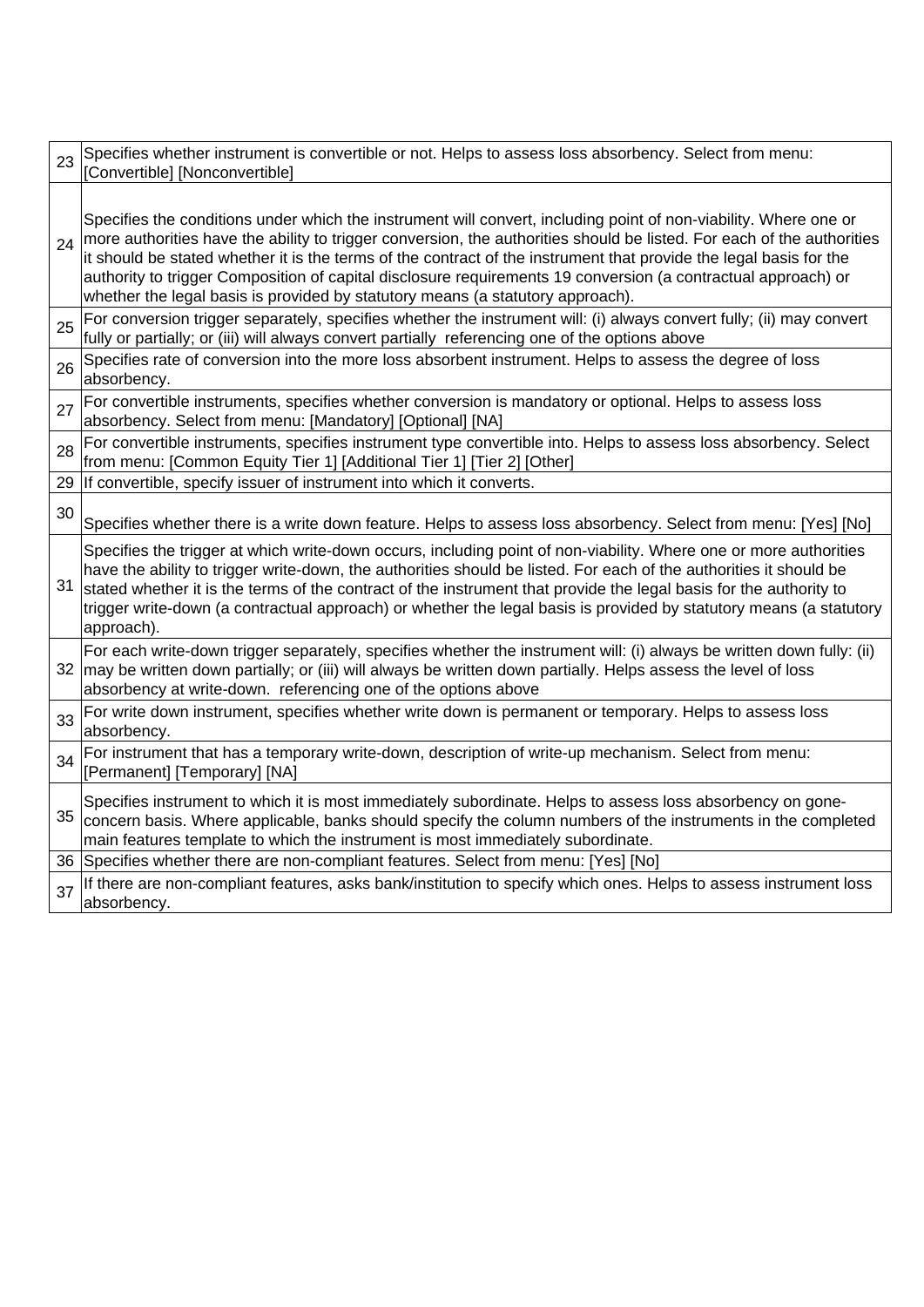| | |
|---|---|
| 23 | Specifies whether instrument is convertible or not. Helps to assess loss absorbency. Select from menu: [Convertible] [Nonconvertible] |
| 24 | Specifies the conditions under which the instrument will convert, including point of non-viability. Where one or more authorities have the ability to trigger conversion, the authorities should be listed. For each of the authorities it should be stated whether it is the terms of the contract of the instrument that provide the legal basis for the authority to trigger Composition of capital disclosure requirements 19 conversion (a contractual approach) or whether the legal basis is provided by statutory means (a statutory approach). |
| 25 | For conversion trigger separately, specifies whether the instrument will: (i) always convert fully; (ii) may convert fully or partially; or (iii) will always convert partially referencing one of the options above |
| 26 | Specifies rate of conversion into the more loss absorbent instrument. Helps to assess the degree of loss absorbency. |
| 27 | For convertible instruments, specifies whether conversion is mandatory or optional. Helps to assess loss absorbency. Select from menu: [Mandatory] [Optional] [NA] |
| 28 | For convertible instruments, specifies instrument type convertible into. Helps to assess loss absorbency. Select from menu: [Common Equity Tier 1] [Additional Tier 1] [Tier 2] [Other] |
| 29 | If convertible, specify issuer of instrument into which it converts. |
| 30 | Specifies whether there is a write down feature. Helps to assess loss absorbency. Select from menu: [Yes] [No] |
| 31 | Specifies the trigger at which write-down occurs, including point of non-viability. Where one or more authorities have the ability to trigger write-down, the authorities should be listed. For each of the authorities it should be stated whether it is the terms of the contract of the instrument that provide the legal basis for the authority to trigger write-down (a contractual approach) or whether the legal basis is provided by statutory means (a statutory approach). |
| 32 | For each write-down trigger separately, specifies whether the instrument will: (i) always be written down fully: (ii) may be written down partially; or (iii) will always be written down partially. Helps assess the level of loss absorbency at write-down. referencing one of the options above |
| 33 | For write down instrument, specifies whether write down is permanent or temporary. Helps to assess loss absorbency. |
| 34 | For instrument that has a temporary write-down, description of write-up mechanism. Select from menu: [Permanent] [Temporary] [NA] |
| 35 | Specifies instrument to which it is most immediately subordinate. Helps to assess loss absorbency on gone-concern basis. Where applicable, banks should specify the column numbers of the instruments in the completed main features template to which the instrument is most immediately subordinate. |
| 36 | Specifies whether there are non-compliant features. Select from menu: [Yes] [No] |
| 37 | If there are non-compliant features, asks bank/institution to specify which ones. Helps to assess instrument loss absorbency. |